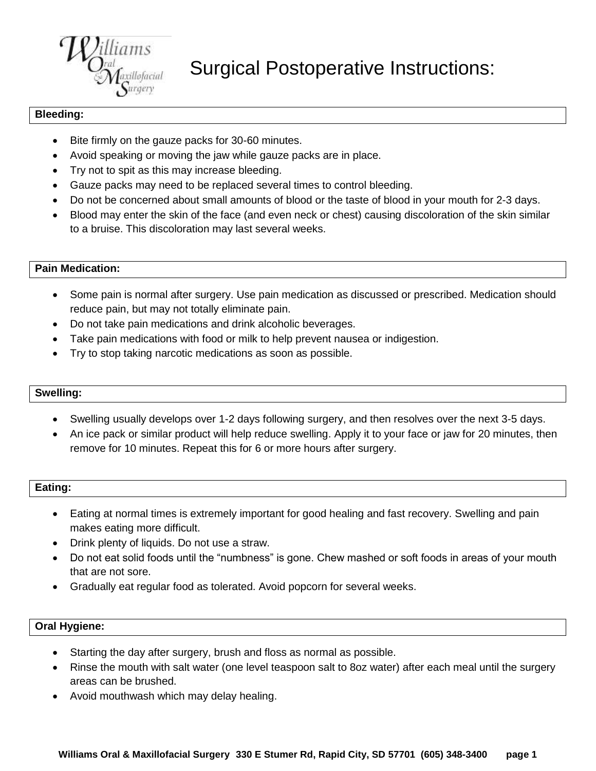# Surgical Postoperative Instructions:

## Bleeding:

- Bite firmly on the gauze packs for 30-60 minutes.
- Avoid speaking or moving the jaw while gauze packs are in place.
- Try not to spit as this may increase bleeding.
- Gauze packs may need to be replaced several times to control bleeding.
- Do not be concerned about small amounts of blood or the taste of blood in your mouth for 2-3 days.
- Blood may enter the skin of the face (and even neck or chest) causing discoloration of the skin similar to a bruise. This discoloration may last several weeks.

## Pain Medication:

- Some pain is normal after surgery. Use pain medication as discussed or prescribed. Medication should reduce pain, but may not totally eliminate pain.
- Do not take pain medications and drink alcoholic beverages.
- Take pain medications with food or milk to help prevent nausea or indigestion.
- Try to stop taking narcotic medications as soon as possible.

## Swelling:

- Swelling usually develops over 1-2 days following surgery, and then resolves over the next 3-5 days.
- An ice pack or similar product will help reduce swelling. Apply it to your face or jaw for 20 minutes, then remove for 10 minutes. Repeat this for 6 or more hours after surgery.

## Eating:

- Eating at normal times is extremely important for good healing and fast recovery. Swelling and pain makes eating more difficult.
- Drink plenty of liquids. Do not use a straw.
- Do not eat solid foods until the "numbness" is gone. Chew mashed or soft foods in areas of your mouth that are not sore.
- Gradually eat regular food as tolerated. Avoid popcorn for several weeks.

## Oral Hygiene:

- Starting the day after surgery, brush and floss as normal as possible.
- Rinse the mouth with salt water (one level teaspoon salt to 8oz water) after each meal until the surgery areas can be brushed.
- Avoid mouthwash which may delay healing.

**Williams Oral & Maxillofacial Surgery 330 E Stumer Rd, Rapid City, SD 57701 (605) 348-3400**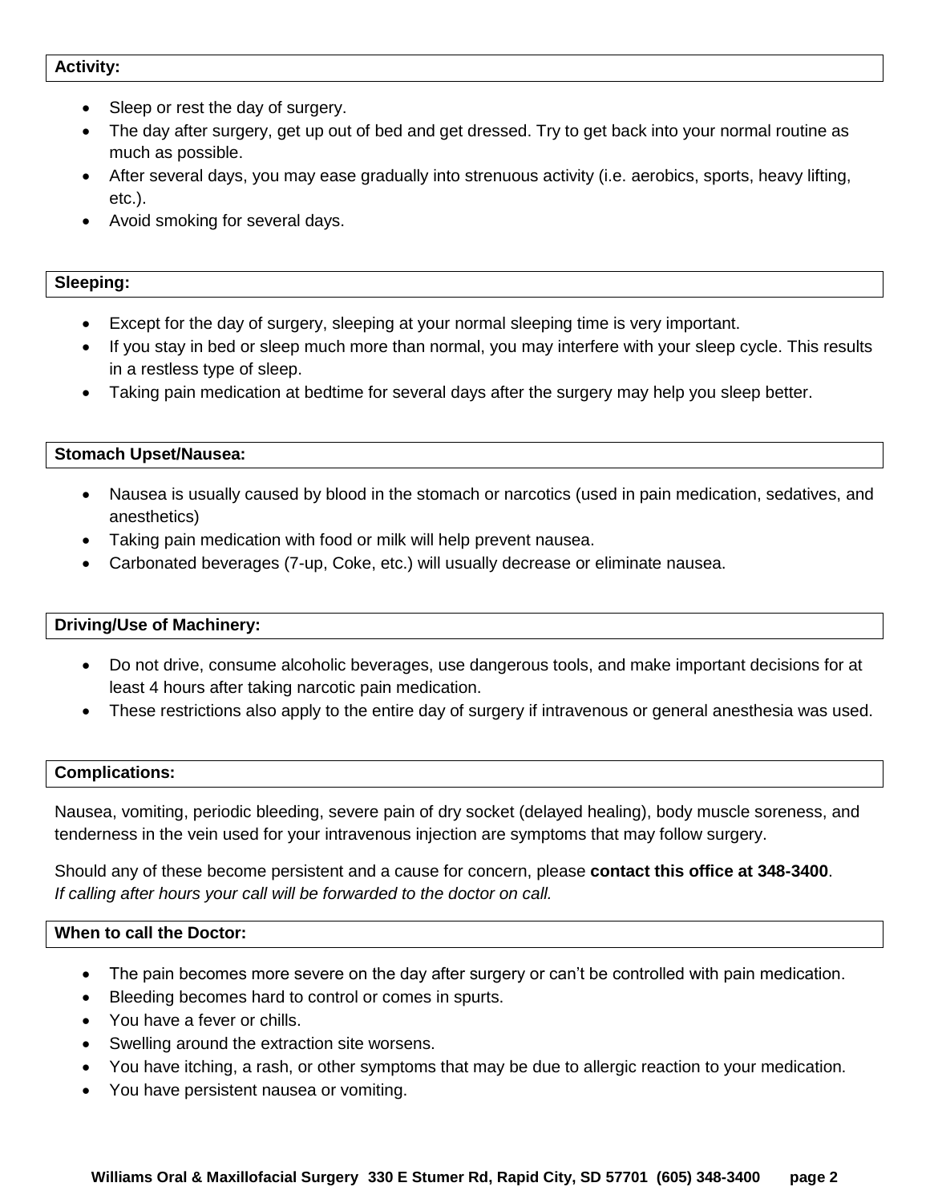## Activity:

- Sleep or rest the day of surgery.
- The day after surgery, get up out of bed and get dressed. Try to get back into your normal routine as much as possible.
- After several days, you may ease gradually into strenuous activity (i.e. aerobics, sports, heavy lifting, etc.).
- Avoid smoking for several days.

## Sleeping:

- Except for the day of surgery, sleeping at your normal sleeping time is very important.
- If you stay in bed or sleep much more than normal, you may interfere with your sleep cycle. This results in a restless type of sleep.
- Taking pain medication at bedtime for several days after the surgery may help you sleep better.

## Stomach Upset/Nausea:

- Nausea is usually caused by blood in the stomach or narcotics (used in pain medication, sedatives, and anesthetics)
- Taking pain medication with food or milk will help prevent nausea.
- Carbonated beverages (7-up, Coke, etc.) will usually decrease or eliminate nausea.

## Driving/Use of Machinery:

- Do not drive, consume alcoholic beverages, use dangerous tools, and make important decisions for at least 4 hours after taking narcotic pain medication.
- These restrictions also apply to the entire day of surgery if intravenous or general anesthesia was used.

## Complications:

Nausea, vomiting, periodic bleeding, severe pain of dry socket (delayed healing), body muscle soreness, and tenderness in the vein used for your intravenous injection are symptoms that may follow surgery.

Should any of these become persistent and a cause for concern, please **contact this office at 348-3400**.
*If calling after hours your call will be forwarded to the doctor on call.*

## When to call the Doctor:

- The pain becomes more severe on the day after surgery or can't be controlled with pain medication.
- Bleeding becomes hard to control or comes in spurts.
- You have a fever or chills.
- Swelling around the extraction site worsens.
- You have itching, a rash, or other symptoms that may be due to allergic reaction to your medication.
- You have persistent nausea or vomiting.